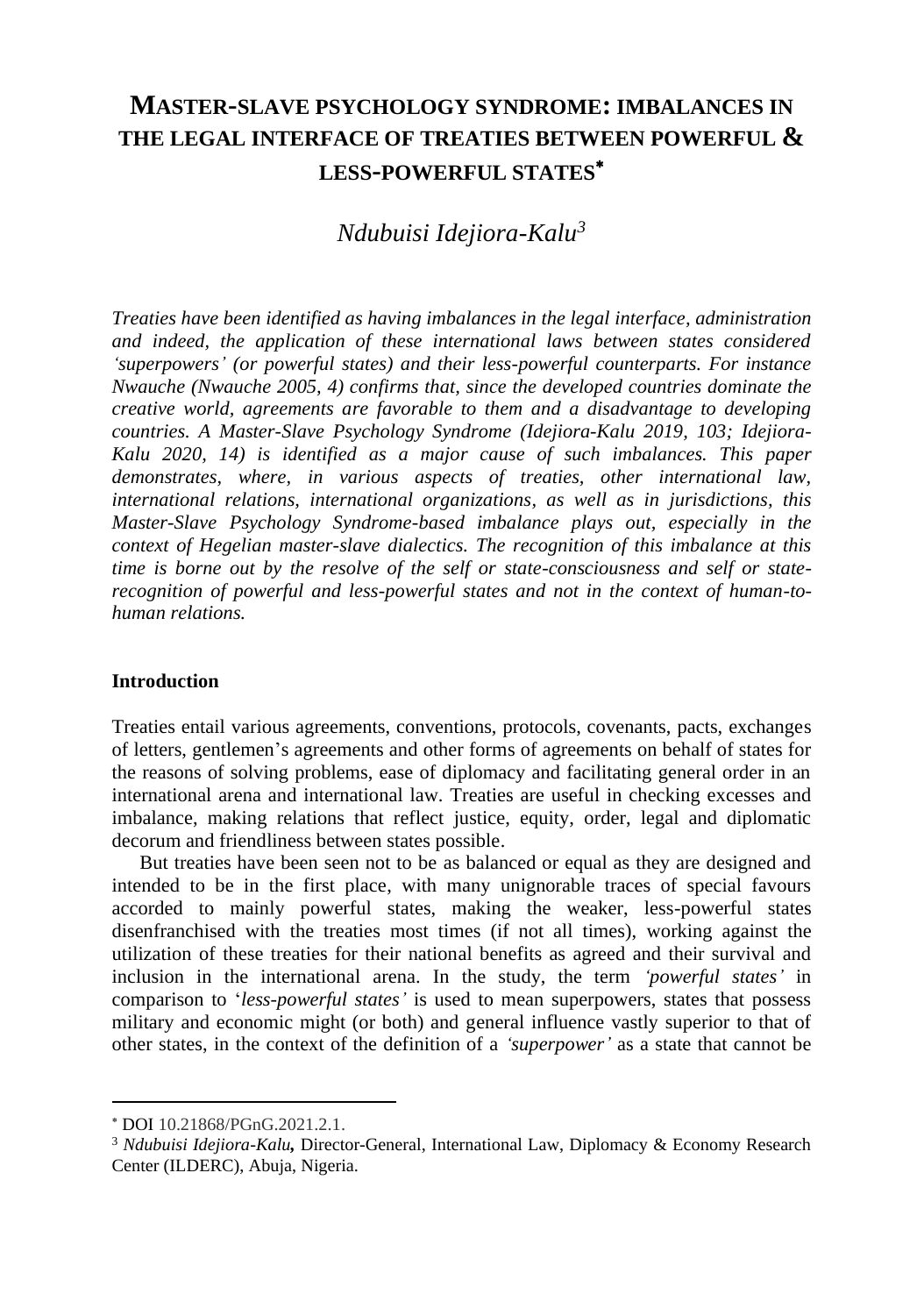# MASTER-SLAVE PSYCHOLOGY SYNDROME: IMBALANCES IN THE LEGAL INTERFACE OF TREATIES BETWEEN POWERFUL & LESS-POWERFUL STATES[*]

*Ndubuisi Idejiora-Kalu*[3]

*Treaties have been identified as having imbalances in the legal interface, administration and indeed, the application of these international laws between states considered 'superpowers' (or powerful states) and their less-powerful counterparts. For instance Nwauche (Nwauche 2005, 4) confirms that, since the developed countries dominate the creative world, agreements are favorable to them and a disadvantage to developing countries. A Master-Slave Psychology Syndrome (Idejiora-Kalu 2019, 103; Idejiora-Kalu 2020, 14) is identified as a major cause of such imbalances. This paper demonstrates, where, in various aspects of treaties, other international law, international relations, international organizations, as well as in jurisdictions, this Master-Slave Psychology Syndrome-based imbalance plays out, especially in the context of Hegelian master-slave dialectics. The recognition of this imbalance at this time is borne out by the resolve of the self or state-consciousness and self or state-recognition of powerful and less-powerful states and not in the context of human-to-human relations.*

**Introduction**

Treaties entail various agreements, conventions, protocols, covenants, pacts, exchanges of letters, gentlemen's agreements and other forms of agreements on behalf of states for the reasons of solving problems, ease of diplomacy and facilitating general order in an international arena and international law. Treaties are useful in checking excesses and imbalance, making relations that reflect justice, equity, order, legal and diplomatic decorum and friendliness between states possible.

But treaties have been seen not to be as balanced or equal as they are designed and intended to be in the first place, with many unignorable traces of special favours accorded to mainly powerful states, making the weaker, less-powerful states disenfranchised with the treaties most times (if not all times), working against the utilization of these treaties for their national benefits as agreed and their survival and inclusion in the international arena. In the study, the term *'powerful states'* in comparison to '*less-powerful states'* is used to mean superpowers, states that possess military and economic might (or both) and general influence vastly superior to that of other states, in the context of the definition of a *'superpower'* as a state that cannot be

---

[*] DOI 10.21868/PGnG.2021.2.1.

[3] *Ndubuisi Idejiora-Kalu,* Director-General, International Law, Diplomacy & Economy Research Center (ILDERC), Abuja, Nigeria.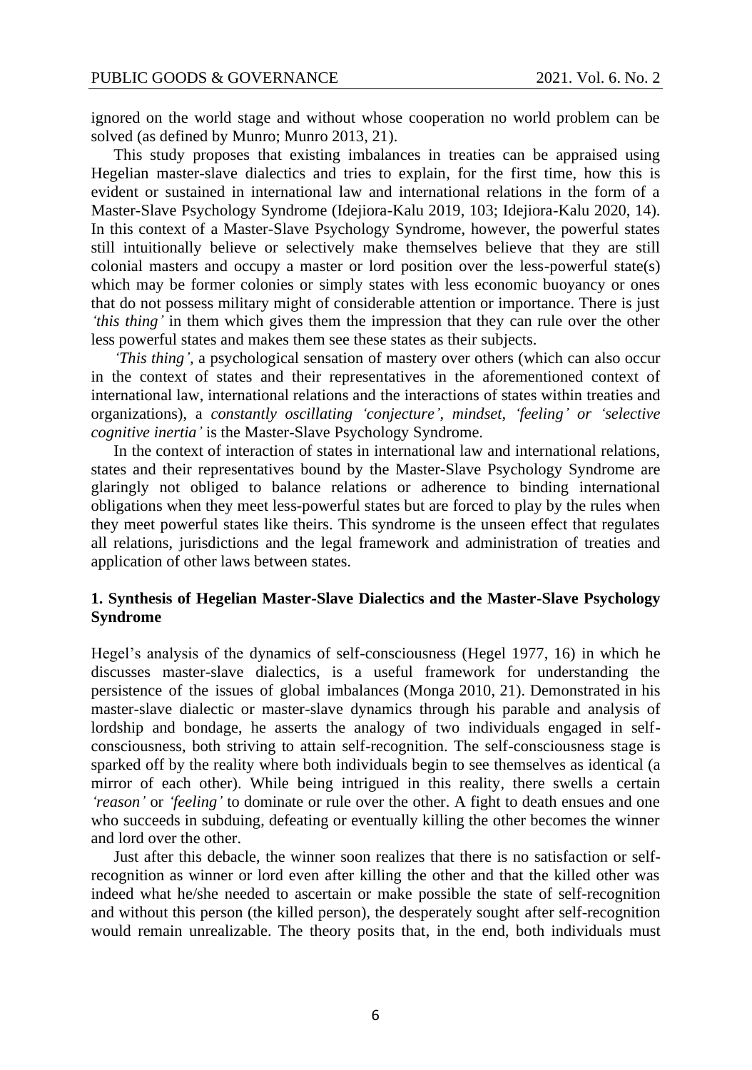ignored on the world stage and without whose cooperation no world problem can be solved (as defined by Munro; Munro 2013, 21).

This study proposes that existing imbalances in treaties can be appraised using Hegelian master-slave dialectics and tries to explain, for the first time, how this is evident or sustained in international law and international relations in the form of a Master-Slave Psychology Syndrome (Idejiora-Kalu 2019, 103; Idejiora-Kalu 2020, 14). In this context of a Master-Slave Psychology Syndrome, however, the powerful states still intuitionally believe or selectively make themselves believe that they are still colonial masters and occupy a master or lord position over the less-powerful state(s) which may be former colonies or simply states with less economic buoyancy or ones that do not possess military might of considerable attention or importance. There is just *'this thing'* in them which gives them the impression that they can rule over the other less powerful states and makes them see these states as their subjects.

*'This thing'*, a psychological sensation of mastery over others (which can also occur in the context of states and their representatives in the aforementioned context of international law, international relations and the interactions of states within treaties and organizations), a *constantly oscillating 'conjecture', mindset, 'feeling' or 'selective cognitive inertia'* is the Master-Slave Psychology Syndrome.

In the context of interaction of states in international law and international relations, states and their representatives bound by the Master-Slave Psychology Syndrome are glaringly not obliged to balance relations or adherence to binding international obligations when they meet less-powerful states but are forced to play by the rules when they meet powerful states like theirs. This syndrome is the unseen effect that regulates all relations, jurisdictions and the legal framework and administration of treaties and application of other laws between states.

## 1. Synthesis of Hegelian Master-Slave Dialectics and the Master-Slave Psychology Syndrome

Hegel's analysis of the dynamics of self-consciousness (Hegel 1977, 16) in which he discusses master-slave dialectics, is a useful framework for understanding the persistence of the issues of global imbalances (Monga 2010, 21). Demonstrated in his master-slave dialectic or master-slave dynamics through his parable and analysis of lordship and bondage, he asserts the analogy of two individuals engaged in self-consciousness, both striving to attain self-recognition. The self-consciousness stage is sparked off by the reality where both individuals begin to see themselves as identical (a mirror of each other). While being intrigued in this reality, there swells a certain *'reason'* or *'feeling'* to dominate or rule over the other. A fight to death ensues and one who succeeds in subduing, defeating or eventually killing the other becomes the winner and lord over the other.

Just after this debacle, the winner soon realizes that there is no satisfaction or self-recognition as winner or lord even after killing the other and that the killed other was indeed what he/she needed to ascertain or make possible the state of self-recognition and without this person (the killed person), the desperately sought after self-recognition would remain unrealizable. The theory posits that, in the end, both individuals must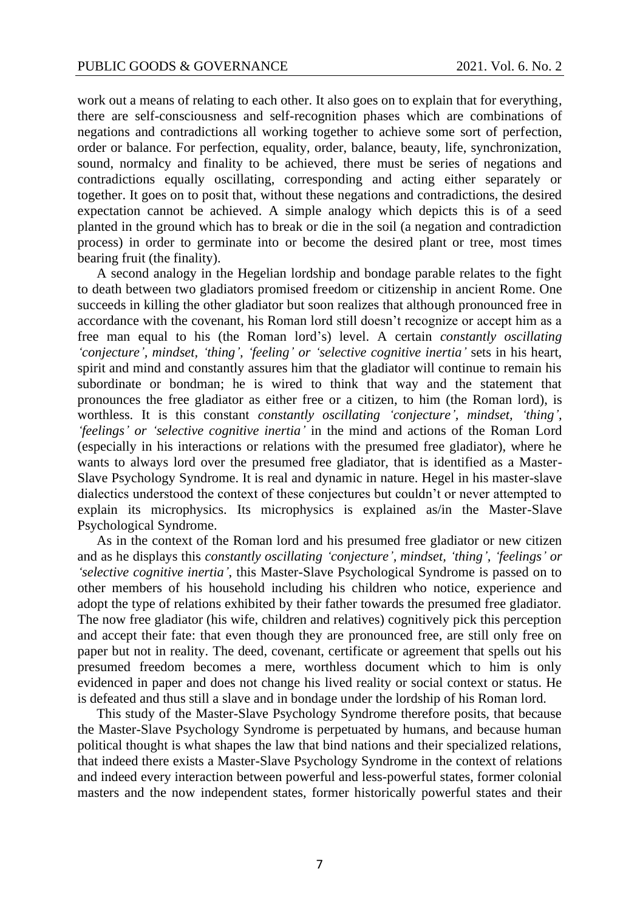work out a means of relating to each other. It also goes on to explain that for everything, there are self-consciousness and self-recognition phases which are combinations of negations and contradictions all working together to achieve some sort of perfection, order or balance. For perfection, equality, order, balance, beauty, life, synchronization, sound, normalcy and finality to be achieved, there must be series of negations and contradictions equally oscillating, corresponding and acting either separately or together. It goes on to posit that, without these negations and contradictions, the desired expectation cannot be achieved. A simple analogy which depicts this is of a seed planted in the ground which has to break or die in the soil (a negation and contradiction process) in order to germinate into or become the desired plant or tree, most times bearing fruit (the finality).

A second analogy in the Hegelian lordship and bondage parable relates to the fight to death between two gladiators promised freedom or citizenship in ancient Rome. One succeeds in killing the other gladiator but soon realizes that although pronounced free in accordance with the covenant, his Roman lord still doesn't recognize or accept him as a free man equal to his (the Roman lord's) level. A certain *constantly oscillating 'conjecture', mindset, 'thing', 'feeling' or 'selective cognitive inertia'* sets in his heart, spirit and mind and constantly assures him that the gladiator will continue to remain his subordinate or bondman; he is wired to think that way and the statement that pronounces the free gladiator as either free or a citizen, to him (the Roman lord), is worthless. It is this constant *constantly oscillating 'conjecture', mindset, 'thing', 'feelings' or 'selective cognitive inertia'* in the mind and actions of the Roman Lord (especially in his interactions or relations with the presumed free gladiator), where he wants to always lord over the presumed free gladiator, that is identified as a Master-Slave Psychology Syndrome. It is real and dynamic in nature. Hegel in his master-slave dialectics understood the context of these conjectures but couldn't or never attempted to explain its microphysics. Its microphysics is explained as/in the Master-Slave Psychological Syndrome.

As in the context of the Roman lord and his presumed free gladiator or new citizen and as he displays this *constantly oscillating 'conjecture', mindset, 'thing', 'feelings' or 'selective cognitive inertia'*, this Master-Slave Psychological Syndrome is passed on to other members of his household including his children who notice, experience and adopt the type of relations exhibited by their father towards the presumed free gladiator. The now free gladiator (his wife, children and relatives) cognitively pick this perception and accept their fate: that even though they are pronounced free, are still only free on paper but not in reality. The deed, covenant, certificate or agreement that spells out his presumed freedom becomes a mere, worthless document which to him is only evidenced in paper and does not change his lived reality or social context or status. He is defeated and thus still a slave and in bondage under the lordship of his Roman lord.

This study of the Master-Slave Psychology Syndrome therefore posits, that because the Master-Slave Psychology Syndrome is perpetuated by humans, and because human political thought is what shapes the law that bind nations and their specialized relations, that indeed there exists a Master-Slave Psychology Syndrome in the context of relations and indeed every interaction between powerful and less-powerful states, former colonial masters and the now independent states, former historically powerful states and their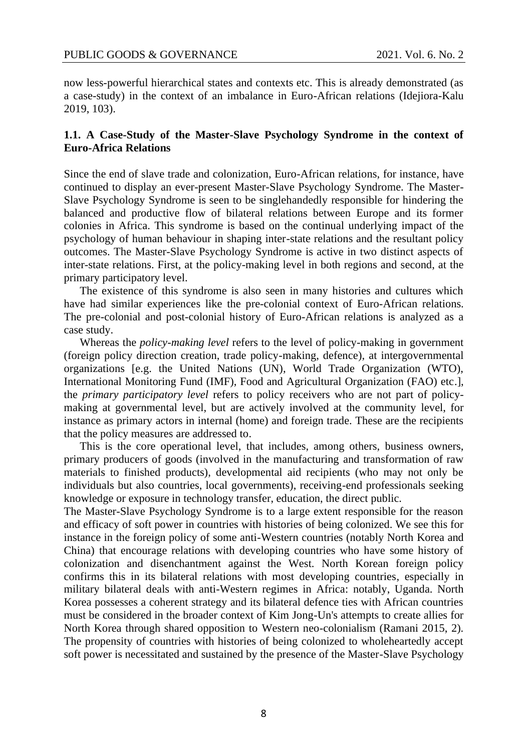now less-powerful hierarchical states and contexts etc. This is already demonstrated (as a case-study) in the context of an imbalance in Euro-African relations (Idejiora-Kalu 2019, 103).

### 1.1. A Case-Study of the Master-Slave Psychology Syndrome in the context of Euro-Africa Relations

Since the end of slave trade and colonization, Euro-African relations, for instance, have continued to display an ever-present Master-Slave Psychology Syndrome. The Master-Slave Psychology Syndrome is seen to be singlehandedly responsible for hindering the balanced and productive flow of bilateral relations between Europe and its former colonies in Africa. This syndrome is based on the continual underlying impact of the psychology of human behaviour in shaping inter-state relations and the resultant policy outcomes. The Master-Slave Psychology Syndrome is active in two distinct aspects of inter-state relations. First, at the policy-making level in both regions and second, at the primary participatory level.

The existence of this syndrome is also seen in many histories and cultures which have had similar experiences like the pre-colonial context of Euro-African relations. The pre-colonial and post-colonial history of Euro-African relations is analyzed as a case study.

Whereas the *policy-making level* refers to the level of policy-making in government (foreign policy direction creation, trade policy-making, defence), at intergovernmental organizations [e.g. the United Nations (UN), World Trade Organization (WTO), International Monitoring Fund (IMF), Food and Agricultural Organization (FAO) etc.], the *primary participatory level* refers to policy receivers who are not part of policy-making at governmental level, but are actively involved at the community level, for instance as primary actors in internal (home) and foreign trade. These are the recipients that the policy measures are addressed to.

This is the core operational level, that includes, among others, business owners, primary producers of goods (involved in the manufacturing and transformation of raw materials to finished products), developmental aid recipients (who may not only be individuals but also countries, local governments), receiving-end professionals seeking knowledge or exposure in technology transfer, education, the direct public.

The Master-Slave Psychology Syndrome is to a large extent responsible for the reason and efficacy of soft power in countries with histories of being colonized. We see this for instance in the foreign policy of some anti-Western countries (notably North Korea and China) that encourage relations with developing countries who have some history of colonization and disenchantment against the West. North Korean foreign policy confirms this in its bilateral relations with most developing countries, especially in military bilateral deals with anti-Western regimes in Africa: notably, Uganda. North Korea possesses a coherent strategy and its bilateral defence ties with African countries must be considered in the broader context of Kim Jong-Un's attempts to create allies for North Korea through shared opposition to Western neo-colonialism (Ramani 2015, 2). The propensity of countries with histories of being colonized to wholeheartedly accept soft power is necessitated and sustained by the presence of the Master-Slave Psychology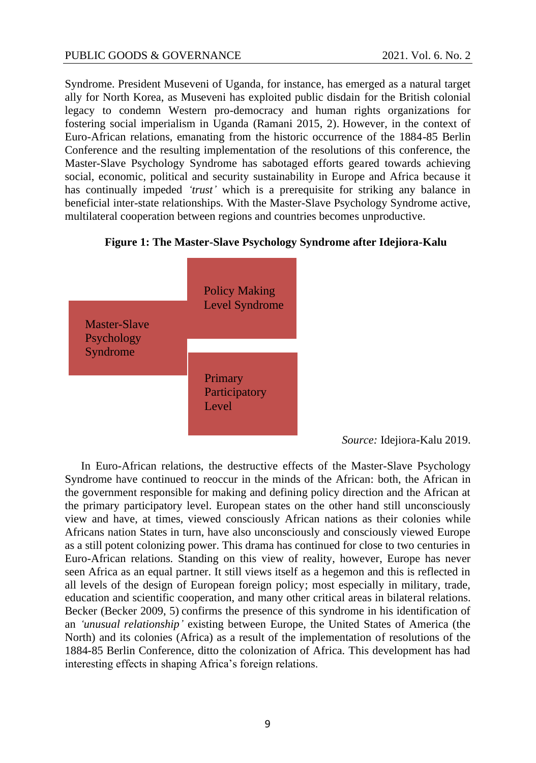Syndrome. President Museveni of Uganda, for instance, has emerged as a natural target ally for North Korea, as Museveni has exploited public disdain for the British colonial legacy to condemn Western pro-democracy and human rights organizations for fostering social imperialism in Uganda (Ramani 2015, 2). However, in the context of Euro-African relations, emanating from the historic occurrence of the 1884-85 Berlin Conference and the resulting implementation of the resolutions of this conference, the Master-Slave Psychology Syndrome has sabotaged efforts geared towards achieving social, economic, political and security sustainability in Europe and Africa because it has continually impeded *'trust'* which is a prerequisite for striking any balance in beneficial inter-state relationships. With the Master-Slave Psychology Syndrome active, multilateral cooperation between regions and countries becomes unproductive.

**Figure 1: The Master-Slave Psychology Syndrome after Idejiora-Kalu**

Master-Slave Psychology Syndrome

Policy Making Level Syndrome

Primary Participatory Level

*Source:* Idejiora-Kalu 2019.

In Euro-African relations, the destructive effects of the Master-Slave Psychology Syndrome have continued to reoccur in the minds of the African: both, the African in the government responsible for making and defining policy direction and the African at the primary participatory level. European states on the other hand still unconsciously view and have, at times, viewed consciously African nations as their colonies while Africans nation States in turn, have also unconsciously and consciously viewed Europe as a still potent colonizing power. This drama has continued for close to two centuries in Euro-African relations. Standing on this view of reality, however, Europe has never seen Africa as an equal partner. It still views itself as a hegemon and this is reflected in all levels of the design of European foreign policy; most especially in military, trade, education and scientific cooperation, and many other critical areas in bilateral relations. Becker (Becker 2009, 5) confirms the presence of this syndrome in his identification of an *'unusual relationship'* existing between Europe, the United States of America (the North) and its colonies (Africa) as a result of the implementation of resolutions of the 1884-85 Berlin Conference, ditto the colonization of Africa. This development has had interesting effects in shaping Africa's foreign relations.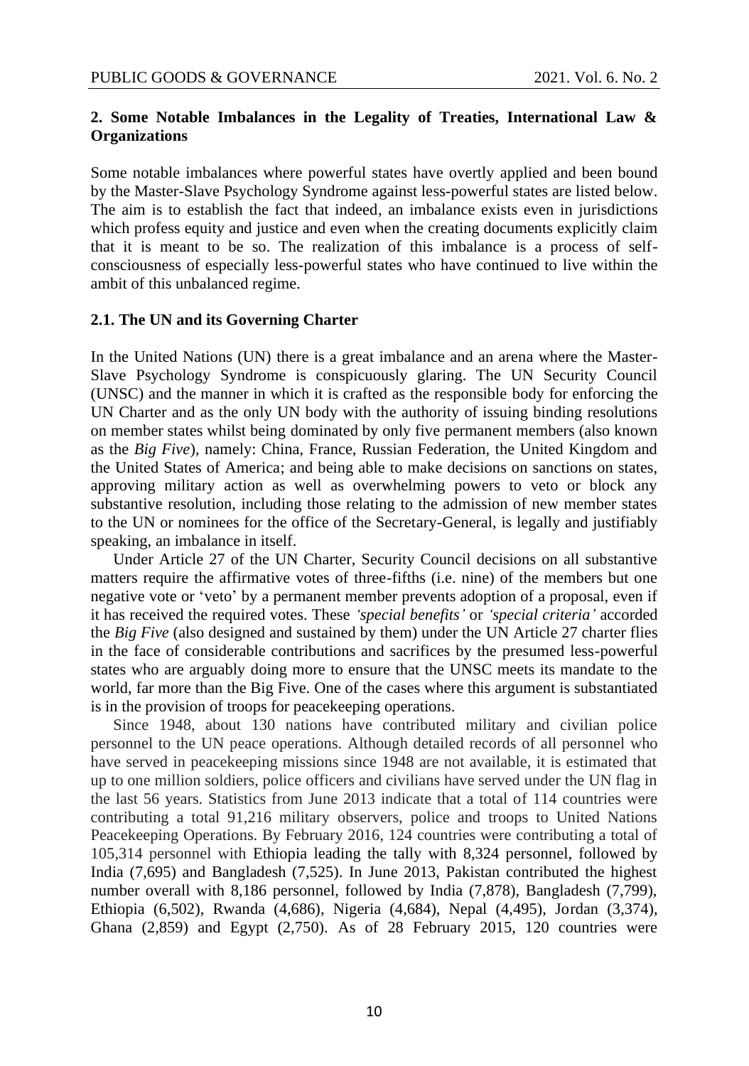## 2. Some Notable Imbalances in the Legality of Treaties, International Law & Organizations

Some notable imbalances where powerful states have overtly applied and been bound by the Master-Slave Psychology Syndrome against less-powerful states are listed below. The aim is to establish the fact that indeed, an imbalance exists even in jurisdictions which profess equity and justice and even when the creating documents explicitly claim that it is meant to be so. The realization of this imbalance is a process of self-consciousness of especially less-powerful states who have continued to live within the ambit of this unbalanced regime.

### 2.1. The UN and its Governing Charter

In the United Nations (UN) there is a great imbalance and an arena where the Master-Slave Psychology Syndrome is conspicuously glaring. The UN Security Council (UNSC) and the manner in which it is crafted as the responsible body for enforcing the UN Charter and as the only UN body with the authority of issuing binding resolutions on member states whilst being dominated by only five permanent members (also known as the *Big Five*), namely: China, France, Russian Federation, the United Kingdom and the United States of America; and being able to make decisions on sanctions on states, approving military action as well as overwhelming powers to veto or block any substantive resolution, including those relating to the admission of new member states to the UN or nominees for the office of the Secretary-General, is legally and justifiably speaking, an imbalance in itself.

Under Article 27 of the UN Charter, Security Council decisions on all substantive matters require the affirmative votes of three-fifths (i.e. nine) of the members but one negative vote or 'veto' by a permanent member prevents adoption of a proposal, even if it has received the required votes. These *'special benefits'* or *'special criteria'* accorded the *Big Five* (also designed and sustained by them) under the UN Article 27 charter flies in the face of considerable contributions and sacrifices by the presumed less-powerful states who are arguably doing more to ensure that the UNSC meets its mandate to the world, far more than the Big Five. One of the cases where this argument is substantiated is in the provision of troops for peacekeeping operations.

Since 1948, about 130 nations have contributed military and civilian police personnel to the UN peace operations. Although detailed records of all personnel who have served in peacekeeping missions since 1948 are not available, it is estimated that up to one million soldiers, police officers and civilians have served under the UN flag in the last 56 years. Statistics from June 2013 indicate that a total of 114 countries were contributing a total 91,216 military observers, police and troops to United Nations Peacekeeping Operations. By February 2016, 124 countries were contributing a total of 105,314 personnel with Ethiopia leading the tally with 8,324 personnel, followed by India (7,695) and Bangladesh (7,525). In June 2013, Pakistan contributed the highest number overall with 8,186 personnel, followed by India (7,878), Bangladesh (7,799), Ethiopia (6,502), Rwanda (4,686), Nigeria (4,684), Nepal (4,495), Jordan (3,374), Ghana (2,859) and Egypt (2,750). As of 28 February 2015, 120 countries were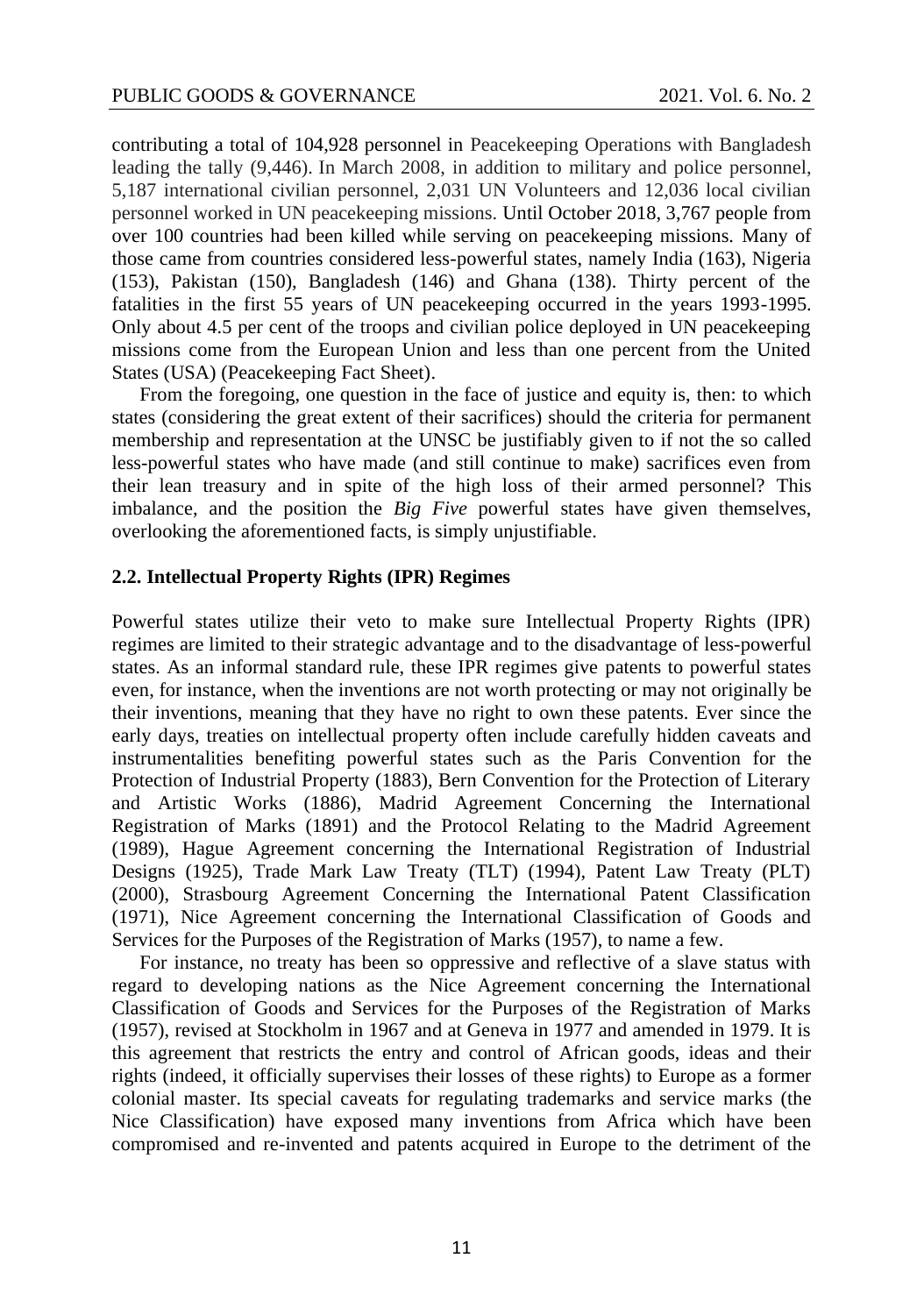contributing a total of 104,928 personnel in Peacekeeping Operations with Bangladesh leading the tally (9,446). In March 2008, in addition to military and police personnel, 5,187 international civilian personnel, 2,031 UN Volunteers and 12,036 local civilian personnel worked in UN peacekeeping missions. Until October 2018, 3,767 people from over 100 countries had been killed while serving on peacekeeping missions. Many of those came from countries considered less-powerful states, namely India (163), Nigeria (153), Pakistan (150), Bangladesh (146) and Ghana (138). Thirty percent of the fatalities in the first 55 years of UN peacekeeping occurred in the years 1993-1995. Only about 4.5 per cent of the troops and civilian police deployed in UN peacekeeping missions come from the European Union and less than one percent from the United States (USA) (Peacekeeping Fact Sheet).

From the foregoing, one question in the face of justice and equity is, then: to which states (considering the great extent of their sacrifices) should the criteria for permanent membership and representation at the UNSC be justifiably given to if not the so called less-powerful states who have made (and still continue to make) sacrifices even from their lean treasury and in spite of the high loss of their armed personnel? This imbalance, and the position the *Big Five* powerful states have given themselves, overlooking the aforementioned facts, is simply unjustifiable.

### 2.2. Intellectual Property Rights (IPR) Regimes

Powerful states utilize their veto to make sure Intellectual Property Rights (IPR) regimes are limited to their strategic advantage and to the disadvantage of less-powerful states. As an informal standard rule, these IPR regimes give patents to powerful states even, for instance, when the inventions are not worth protecting or may not originally be their inventions, meaning that they have no right to own these patents. Ever since the early days, treaties on intellectual property often include carefully hidden caveats and instrumentalities benefiting powerful states such as the Paris Convention for the Protection of Industrial Property (1883), Bern Convention for the Protection of Literary and Artistic Works (1886), Madrid Agreement Concerning the International Registration of Marks (1891) and the Protocol Relating to the Madrid Agreement (1989), Hague Agreement concerning the International Registration of Industrial Designs (1925), Trade Mark Law Treaty (TLT) (1994), Patent Law Treaty (PLT) (2000), Strasbourg Agreement Concerning the International Patent Classification (1971), Nice Agreement concerning the International Classification of Goods and Services for the Purposes of the Registration of Marks (1957), to name a few.

For instance, no treaty has been so oppressive and reflective of a slave status with regard to developing nations as the Nice Agreement concerning the International Classification of Goods and Services for the Purposes of the Registration of Marks (1957), revised at Stockholm in 1967 and at Geneva in 1977 and amended in 1979. It is this agreement that restricts the entry and control of African goods, ideas and their rights (indeed, it officially supervises their losses of these rights) to Europe as a former colonial master. Its special caveats for regulating trademarks and service marks (the Nice Classification) have exposed many inventions from Africa which have been compromised and re-invented and patents acquired in Europe to the detriment of the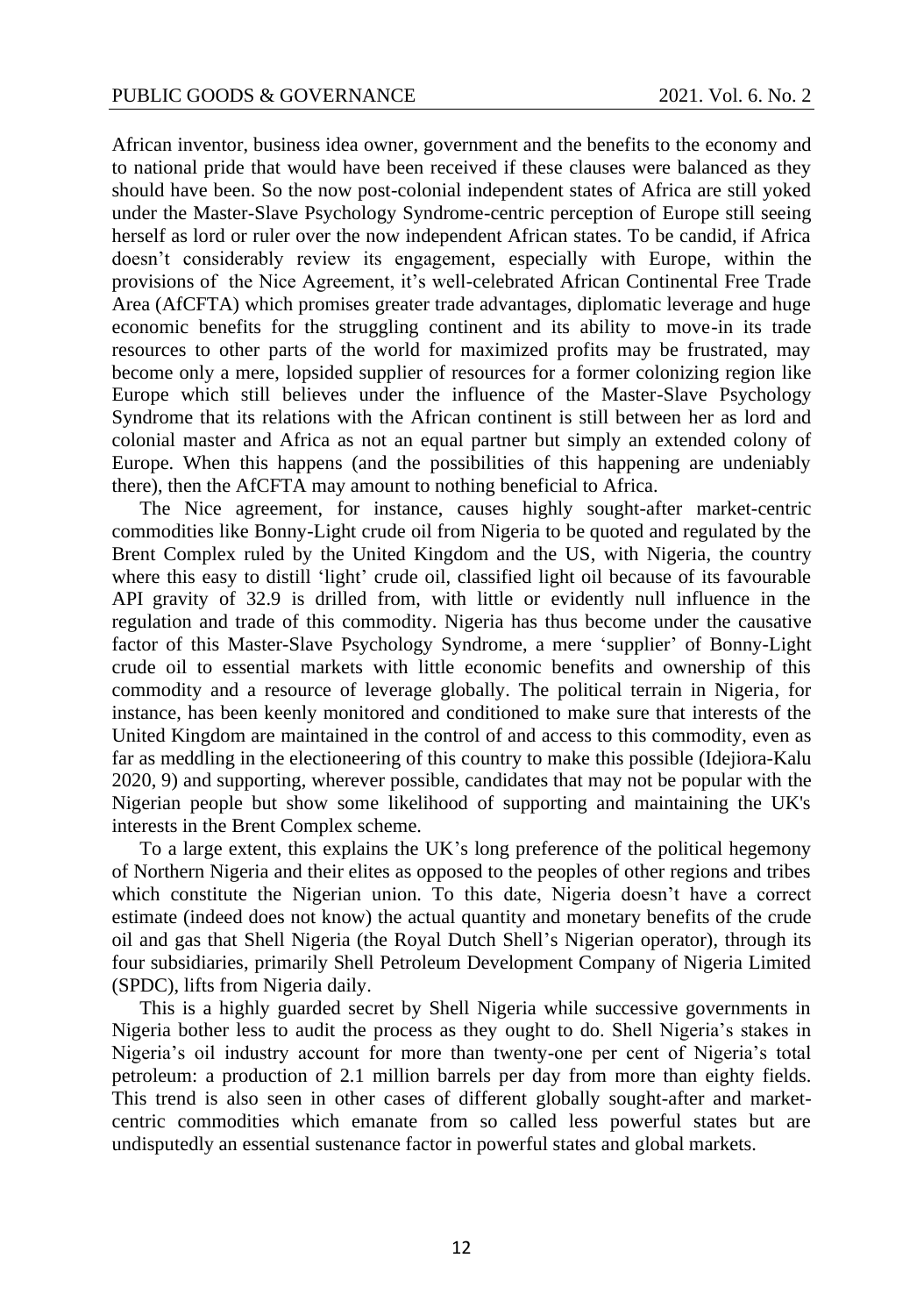African inventor, business idea owner, government and the benefits to the economy and to national pride that would have been received if these clauses were balanced as they should have been. So the now post-colonial independent states of Africa are still yoked under the Master-Slave Psychology Syndrome-centric perception of Europe still seeing herself as lord or ruler over the now independent African states. To be candid, if Africa doesn't considerably review its engagement, especially with Europe, within the provisions of the Nice Agreement, it's well-celebrated African Continental Free Trade Area (AfCFTA) which promises greater trade advantages, diplomatic leverage and huge economic benefits for the struggling continent and its ability to move-in its trade resources to other parts of the world for maximized profits may be frustrated, may become only a mere, lopsided supplier of resources for a former colonizing region like Europe which still believes under the influence of the Master-Slave Psychology Syndrome that its relations with the African continent is still between her as lord and colonial master and Africa as not an equal partner but simply an extended colony of Europe. When this happens (and the possibilities of this happening are undeniably there), then the AfCFTA may amount to nothing beneficial to Africa.

The Nice agreement, for instance, causes highly sought-after market-centric commodities like Bonny-Light crude oil from Nigeria to be quoted and regulated by the Brent Complex ruled by the United Kingdom and the US, with Nigeria, the country where this easy to distill 'light' crude oil, classified light oil because of its favourable API gravity of 32.9 is drilled from, with little or evidently null influence in the regulation and trade of this commodity. Nigeria has thus become under the causative factor of this Master-Slave Psychology Syndrome, a mere 'supplier' of Bonny-Light crude oil to essential markets with little economic benefits and ownership of this commodity and a resource of leverage globally. The political terrain in Nigeria, for instance, has been keenly monitored and conditioned to make sure that interests of the United Kingdom are maintained in the control of and access to this commodity, even as far as meddling in the electioneering of this country to make this possible (Idejiora-Kalu 2020, 9) and supporting, wherever possible, candidates that may not be popular with the Nigerian people but show some likelihood of supporting and maintaining the UK's interests in the Brent Complex scheme.

To a large extent, this explains the UK's long preference of the political hegemony of Northern Nigeria and their elites as opposed to the peoples of other regions and tribes which constitute the Nigerian union. To this date, Nigeria doesn't have a correct estimate (indeed does not know) the actual quantity and monetary benefits of the crude oil and gas that Shell Nigeria (the Royal Dutch Shell's Nigerian operator), through its four subsidiaries, primarily Shell Petroleum Development Company of Nigeria Limited (SPDC), lifts from Nigeria daily.

This is a highly guarded secret by Shell Nigeria while successive governments in Nigeria bother less to audit the process as they ought to do. Shell Nigeria's stakes in Nigeria's oil industry account for more than twenty-one per cent of Nigeria's total petroleum: a production of 2.1 million barrels per day from more than eighty fields. This trend is also seen in other cases of different globally sought-after and market-centric commodities which emanate from so called less powerful states but are undisputedly an essential sustenance factor in powerful states and global markets.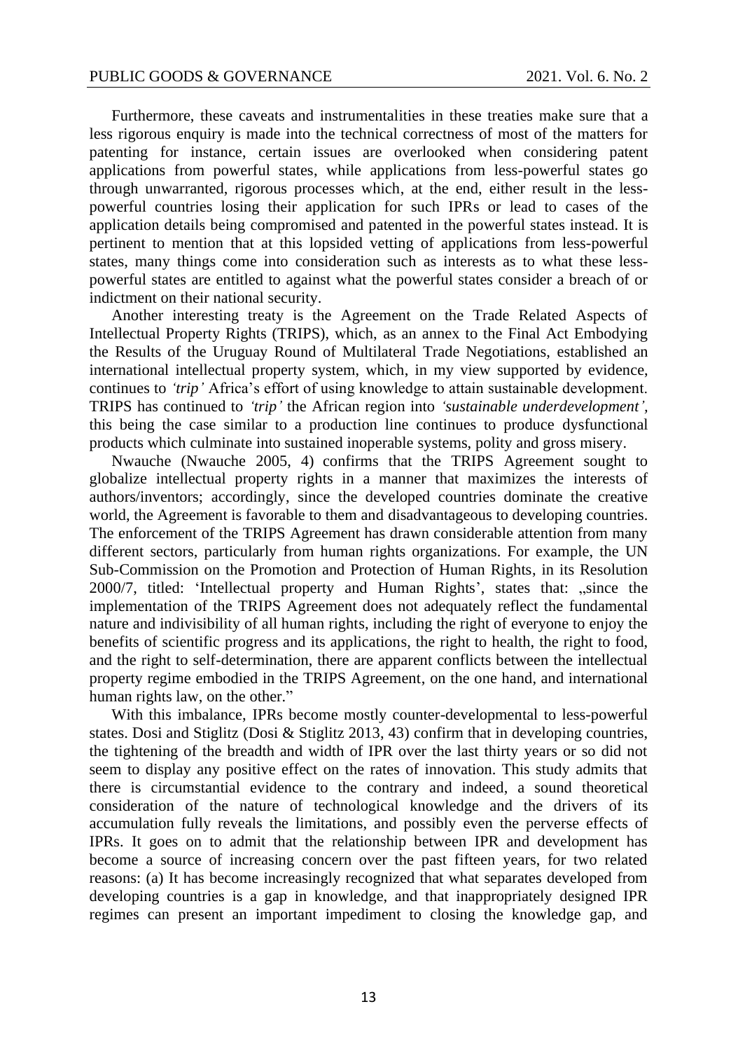Furthermore, these caveats and instrumentalities in these treaties make sure that a less rigorous enquiry is made into the technical correctness of most of the matters for patenting for instance, certain issues are overlooked when considering patent applications from powerful states, while applications from less-powerful states go through unwarranted, rigorous processes which, at the end, either result in the less-powerful countries losing their application for such IPRs or lead to cases of the application details being compromised and patented in the powerful states instead. It is pertinent to mention that at this lopsided vetting of applications from less-powerful states, many things come into consideration such as interests as to what these less-powerful states are entitled to against what the powerful states consider a breach of or indictment on their national security.

Another interesting treaty is the Agreement on the Trade Related Aspects of Intellectual Property Rights (TRIPS), which, as an annex to the Final Act Embodying the Results of the Uruguay Round of Multilateral Trade Negotiations, established an international intellectual property system, which, in my view supported by evidence, continues to *'trip'* Africa's effort of using knowledge to attain sustainable development. TRIPS has continued to *'trip'* the African region into *'sustainable underdevelopment'*, this being the case similar to a production line continues to produce dysfunctional products which culminate into sustained inoperable systems, polity and gross misery.

Nwauche (Nwauche 2005, 4) confirms that the TRIPS Agreement sought to globalize intellectual property rights in a manner that maximizes the interests of authors/inventors; accordingly, since the developed countries dominate the creative world, the Agreement is favorable to them and disadvantageous to developing countries. The enforcement of the TRIPS Agreement has drawn considerable attention from many different sectors, particularly from human rights organizations. For example, the UN Sub-Commission on the Promotion and Protection of Human Rights, in its Resolution 2000/7, titled: 'Intellectual property and Human Rights', states that: „since the implementation of the TRIPS Agreement does not adequately reflect the fundamental nature and indivisibility of all human rights, including the right of everyone to enjoy the benefits of scientific progress and its applications, the right to health, the right to food, and the right to self-determination, there are apparent conflicts between the intellectual property regime embodied in the TRIPS Agreement, on the one hand, and international human rights law, on the other."

With this imbalance, IPRs become mostly counter-developmental to less-powerful states. Dosi and Stiglitz (Dosi & Stiglitz 2013, 43) confirm that in developing countries, the tightening of the breadth and width of IPR over the last thirty years or so did not seem to display any positive effect on the rates of innovation. This study admits that there is circumstantial evidence to the contrary and indeed, a sound theoretical consideration of the nature of technological knowledge and the drivers of its accumulation fully reveals the limitations, and possibly even the perverse effects of IPRs. It goes on to admit that the relationship between IPR and development has become a source of increasing concern over the past fifteen years, for two related reasons: (a) It has become increasingly recognized that what separates developed from developing countries is a gap in knowledge, and that inappropriately designed IPR regimes can present an important impediment to closing the knowledge gap, and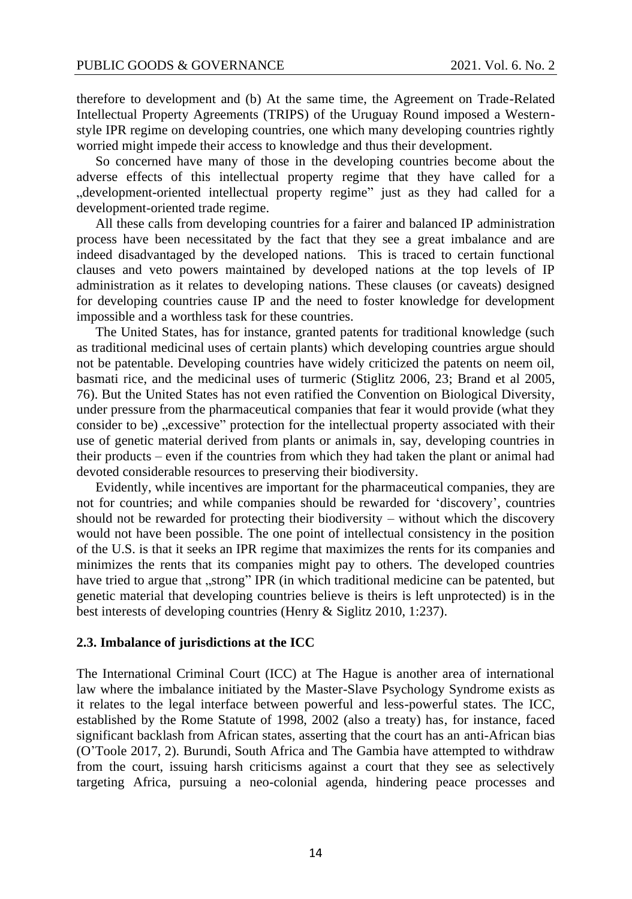therefore to development and (b) At the same time, the Agreement on Trade-Related Intellectual Property Agreements (TRIPS) of the Uruguay Round imposed a Western-style IPR regime on developing countries, one which many developing countries rightly worried might impede their access to knowledge and thus their development.

So concerned have many of those in the developing countries become about the adverse effects of this intellectual property regime that they have called for a „development-oriented intellectual property regime" just as they had called for a development-oriented trade regime.

All these calls from developing countries for a fairer and balanced IP administration process have been necessitated by the fact that they see a great imbalance and are indeed disadvantaged by the developed nations. This is traced to certain functional clauses and veto powers maintained by developed nations at the top levels of IP administration as it relates to developing nations. These clauses (or caveats) designed for developing countries cause IP and the need to foster knowledge for development impossible and a worthless task for these countries.

The United States, has for instance, granted patents for traditional knowledge (such as traditional medicinal uses of certain plants) which developing countries argue should not be patentable. Developing countries have widely criticized the patents on neem oil, basmati rice, and the medicinal uses of turmeric (Stiglitz 2006, 23; Brand et al 2005, 76). But the United States has not even ratified the Convention on Biological Diversity, under pressure from the pharmaceutical companies that fear it would provide (what they consider to be) „excessive" protection for the intellectual property associated with their use of genetic material derived from plants or animals in, say, developing countries in their products – even if the countries from which they had taken the plant or animal had devoted considerable resources to preserving their biodiversity.

Evidently, while incentives are important for the pharmaceutical companies, they are not for countries; and while companies should be rewarded for 'discovery', countries should not be rewarded for protecting their biodiversity – without which the discovery would not have been possible. The one point of intellectual consistency in the position of the U.S. is that it seeks an IPR regime that maximizes the rents for its companies and minimizes the rents that its companies might pay to others. The developed countries have tried to argue that „strong" IPR (in which traditional medicine can be patented, but genetic material that developing countries believe is theirs is left unprotected) is in the best interests of developing countries (Henry & Siglitz 2010, 1:237).

### 2.3. Imbalance of jurisdictions at the ICC

The International Criminal Court (ICC) at The Hague is another area of international law where the imbalance initiated by the Master-Slave Psychology Syndrome exists as it relates to the legal interface between powerful and less-powerful states. The ICC, established by the Rome Statute of 1998, 2002 (also a treaty) has, for instance, faced significant backlash from African states, asserting that the court has an anti-African bias (O'Toole 2017, 2). Burundi, South Africa and The Gambia have attempted to withdraw from the court, issuing harsh criticisms against a court that they see as selectively targeting Africa, pursuing a neo-colonial agenda, hindering peace processes and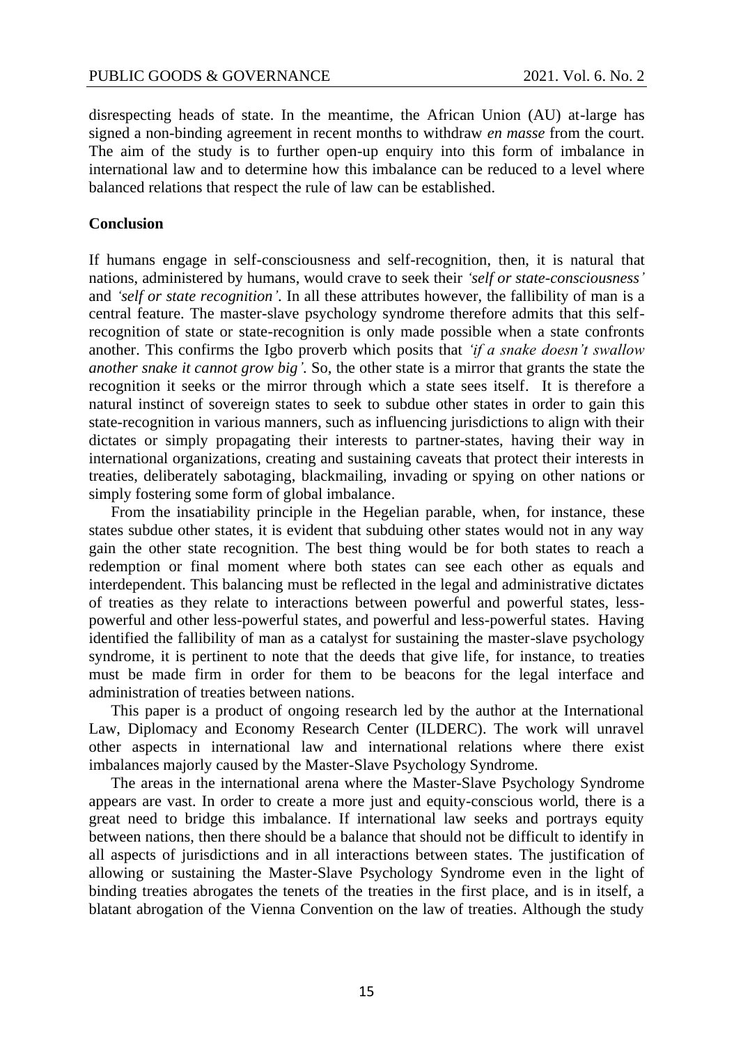disrespecting heads of state. In the meantime, the African Union (AU) at-large has signed a non-binding agreement in recent months to withdraw *en masse* from the court. The aim of the study is to further open-up enquiry into this form of imbalance in international law and to determine how this imbalance can be reduced to a level where balanced relations that respect the rule of law can be established.

## Conclusion

If humans engage in self-consciousness and self-recognition, then, it is natural that nations, administered by humans, would crave to seek their *'self or state-consciousness'* and *'self or state recognition'*. In all these attributes however, the fallibility of man is a central feature. The master-slave psychology syndrome therefore admits that this self-recognition of state or state-recognition is only made possible when a state confronts another. This confirms the Igbo proverb which posits that *'if a snake doesn't swallow another snake it cannot grow big'*. So, the other state is a mirror that grants the state the recognition it seeks or the mirror through which a state sees itself. It is therefore a natural instinct of sovereign states to seek to subdue other states in order to gain this state-recognition in various manners, such as influencing jurisdictions to align with their dictates or simply propagating their interests to partner-states, having their way in international organizations, creating and sustaining caveats that protect their interests in treaties, deliberately sabotaging, blackmailing, invading or spying on other nations or simply fostering some form of global imbalance.

From the insatiability principle in the Hegelian parable, when, for instance, these states subdue other states, it is evident that subduing other states would not in any way gain the other state recognition. The best thing would be for both states to reach a redemption or final moment where both states can see each other as equals and interdependent. This balancing must be reflected in the legal and administrative dictates of treaties as they relate to interactions between powerful and powerful states, less-powerful and other less-powerful states, and powerful and less-powerful states. Having identified the fallibility of man as a catalyst for sustaining the master-slave psychology syndrome, it is pertinent to note that the deeds that give life, for instance, to treaties must be made firm in order for them to be beacons for the legal interface and administration of treaties between nations.

This paper is a product of ongoing research led by the author at the International Law, Diplomacy and Economy Research Center (ILDERC). The work will unravel other aspects in international law and international relations where there exist imbalances majorly caused by the Master-Slave Psychology Syndrome.

The areas in the international arena where the Master-Slave Psychology Syndrome appears are vast. In order to create a more just and equity-conscious world, there is a great need to bridge this imbalance. If international law seeks and portrays equity between nations, then there should be a balance that should not be difficult to identify in all aspects of jurisdictions and in all interactions between states. The justification of allowing or sustaining the Master-Slave Psychology Syndrome even in the light of binding treaties abrogates the tenets of the treaties in the first place, and is in itself, a blatant abrogation of the Vienna Convention on the law of treaties. Although the study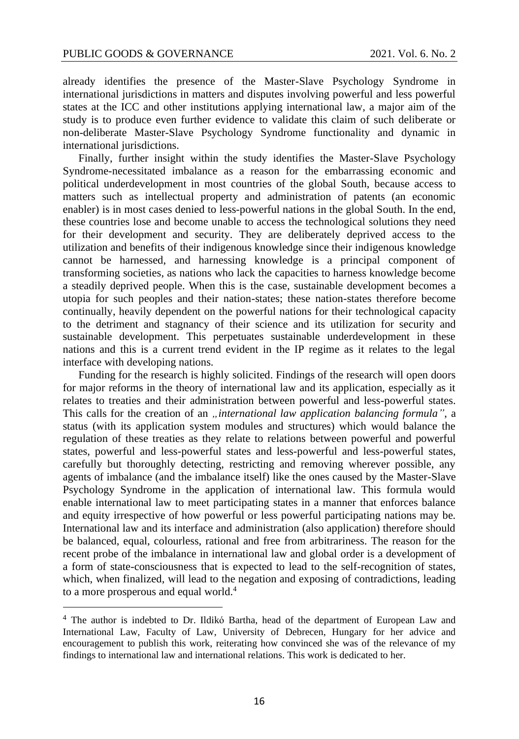already identifies the presence of the Master-Slave Psychology Syndrome in international jurisdictions in matters and disputes involving powerful and less powerful states at the ICC and other institutions applying international law, a major aim of the study is to produce even further evidence to validate this claim of such deliberate or non-deliberate Master-Slave Psychology Syndrome functionality and dynamic in international jurisdictions.

Finally, further insight within the study identifies the Master-Slave Psychology Syndrome-necessitated imbalance as a reason for the embarrassing economic and political underdevelopment in most countries of the global South, because access to matters such as intellectual property and administration of patents (an economic enabler) is in most cases denied to less-powerful nations in the global South. In the end, these countries lose and become unable to access the technological solutions they need for their development and security. They are deliberately deprived access to the utilization and benefits of their indigenous knowledge since their indigenous knowledge cannot be harnessed, and harnessing knowledge is a principal component of transforming societies, as nations who lack the capacities to harness knowledge become a steadily deprived people. When this is the case, sustainable development becomes a utopia for such peoples and their nation-states; these nation-states therefore become continually, heavily dependent on the powerful nations for their technological capacity to the detriment and stagnancy of their science and its utilization for security and sustainable development. This perpetuates sustainable underdevelopment in these nations and this is a current trend evident in the IP regime as it relates to the legal interface with developing nations.

Funding for the research is highly solicited. Findings of the research will open doors for major reforms in the theory of international law and its application, especially as it relates to treaties and their administration between powerful and less-powerful states. This calls for the creation of an *„international law application balancing formula"*, a status (with its application system modules and structures) which would balance the regulation of these treaties as they relate to relations between powerful and powerful states, powerful and less-powerful states and less-powerful and less-powerful states, carefully but thoroughly detecting, restricting and removing wherever possible, any agents of imbalance (and the imbalance itself) like the ones caused by the Master-Slave Psychology Syndrome in the application of international law. This formula would enable international law to meet participating states in a manner that enforces balance and equity irrespective of how powerful or less powerful participating nations may be. International law and its interface and administration (also application) therefore should be balanced, equal, colourless, rational and free from arbitrariness. The reason for the recent probe of the imbalance in international law and global order is a development of a form of state-consciousness that is expected to lead to the self-recognition of states, which, when finalized, will lead to the negation and exposing of contradictions, leading to a more prosperous and equal world.[4]

---

[4] The author is indebted to Dr. Ildikó Bartha, head of the department of European Law and International Law, Faculty of Law, University of Debrecen, Hungary for her advice and encouragement to publish this work, reiterating how convinced she was of the relevance of my findings to international law and international relations. This work is dedicated to her.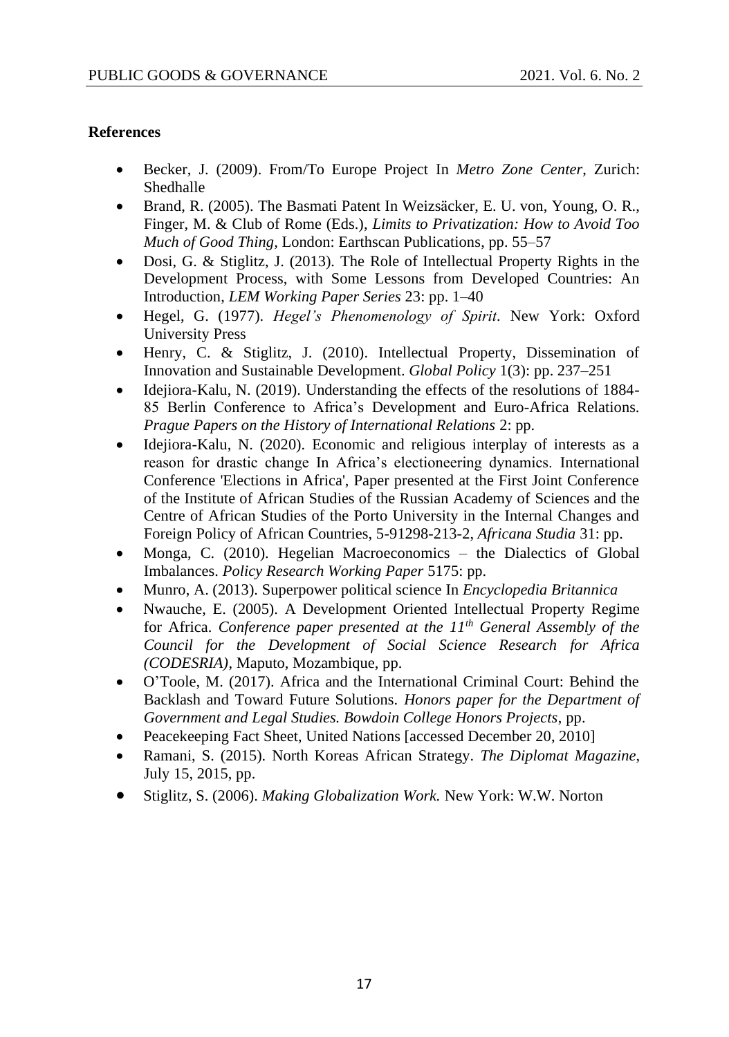**References**

- Becker, J. (2009). From/To Europe Project In *Metro Zone Center*, Zurich: Shedhalle
- Brand, R. (2005). The Basmati Patent In Weizsäcker, E. U. von, Young, O. R., Finger, M. & Club of Rome (Eds.), *Limits to Privatization: How to Avoid Too Much of Good Thing*, London: Earthscan Publications, pp. 55–57
- Dosi, G. & Stiglitz, J. (2013). The Role of Intellectual Property Rights in the Development Process, with Some Lessons from Developed Countries: An Introduction, *LEM Working Paper Series* 23: pp. 1–40
- Hegel, G. (1977). *Hegel's Phenomenology of Spirit*. New York: Oxford University Press
- Henry, C. & Stiglitz, J. (2010). Intellectual Property, Dissemination of Innovation and Sustainable Development. *Global Policy* 1(3): pp. 237–251
- Idejiora-Kalu, N. (2019). Understanding the effects of the resolutions of 1884-85 Berlin Conference to Africa's Development and Euro-Africa Relations. *Prague Papers on the History of International Relations* 2: pp.
- Idejiora-Kalu, N. (2020). Economic and religious interplay of interests as a reason for drastic change In Africa's electioneering dynamics. International Conference 'Elections in Africa', Paper presented at the First Joint Conference of the Institute of African Studies of the Russian Academy of Sciences and the Centre of African Studies of the Porto University in the Internal Changes and Foreign Policy of African Countries, 5-91298-213-2, *Africana Studia* 31: pp.
- Monga, C. (2010). Hegelian Macroeconomics – the Dialectics of Global Imbalances. *Policy Research Working Paper* 5175: pp.
- Munro, A. (2013). Superpower political science In *Encyclopedia Britannica*
- Nwauche, E. (2005). A Development Oriented Intellectual Property Regime for Africa. *Conference paper presented at the 11th General Assembly of the Council for the Development of Social Science Research for Africa (CODESRIA)*, Maputo, Mozambique, pp.
- O'Toole, M. (2017). Africa and the International Criminal Court: Behind the Backlash and Toward Future Solutions. *Honors paper for the Department of Government and Legal Studies. Bowdoin College Honors Projects*, pp.
- Peacekeeping Fact Sheet, United Nations [accessed December 20, 2010]
- Ramani, S. (2015). North Koreas African Strategy. *The Diplomat Magazine*, July 15, 2015, pp.
- Stiglitz, S. (2006). *Making Globalization Work.* New York: W.W. Norton